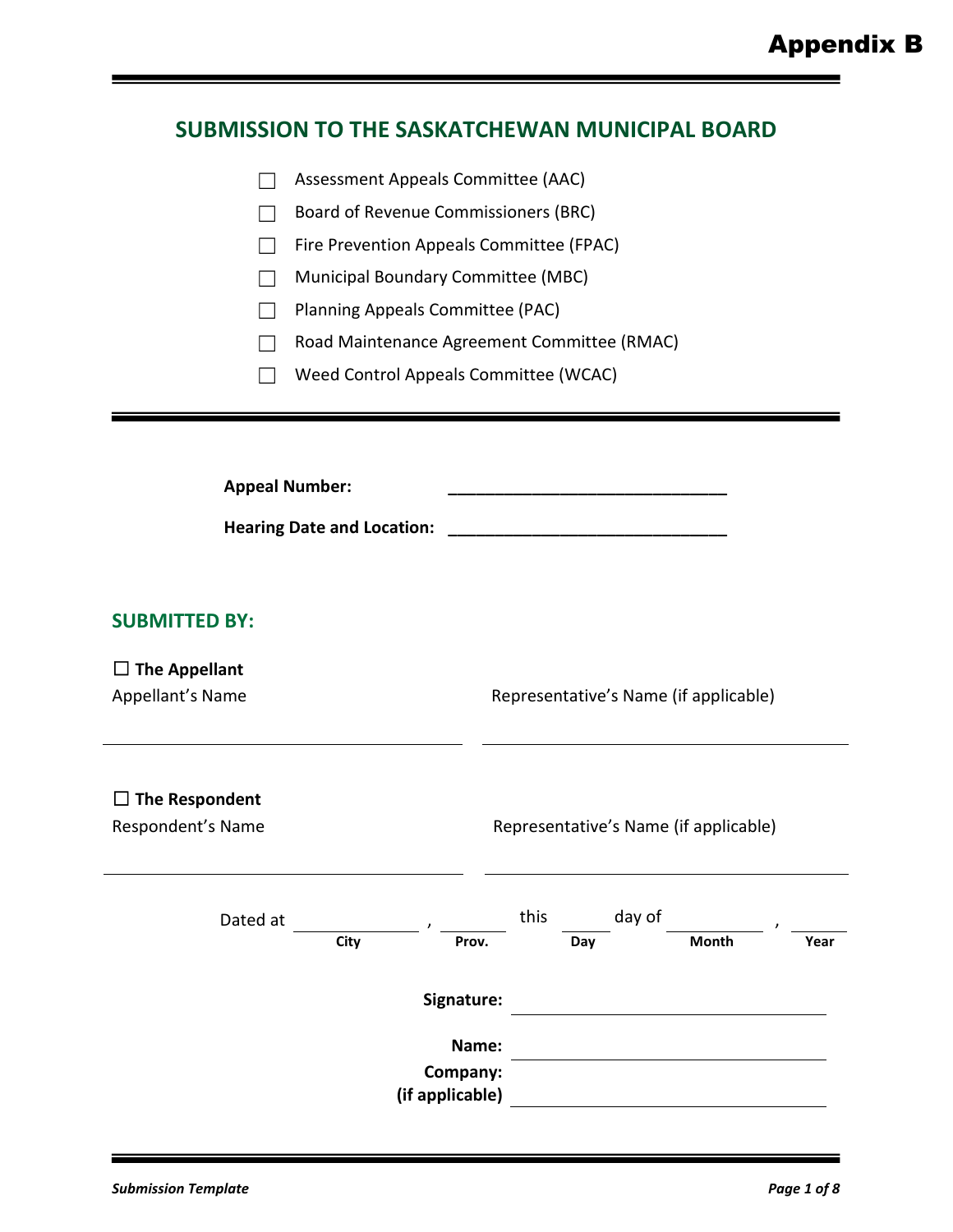Appendix B

# SUBMISSION TO THE SASKATCHEWAN MUNICIPAL BOARD

☐ Assessment Appeals Committee (AAC)

☐ Board of Revenue Commissioners (BRC)

☐ Fire Prevention Appeals Committee (FPAC)

☐ Municipal Boundary Committee (MBC)

☐ Planning Appeals Committee (PAC)

☐ Road Maintenance Agreement Committee (RMAC)

☐ Weed Control Appeals Committee (WCAC)

**Appeal Number:** ______________________________

**Hearing Date and Location:** ______________________________

## SUBMITTED BY:

☐ **The Appellant**

Appellant's Name ______________________________ Representative's Name (if applicable) ______________________________

☐ **The Respondent**

Respondent's Name ______________________________ Representative's Name (if applicable) ______________________________

Dated at ______________ (**City**), ________ (**Prov.**) this ______ (**Day**) day of ______________ (**Month**), ________ (**Year**)

**Signature:** ______________________________

**Name:** ______________________________

**Company:** **(if applicable)** ______________________________

*Submission Template*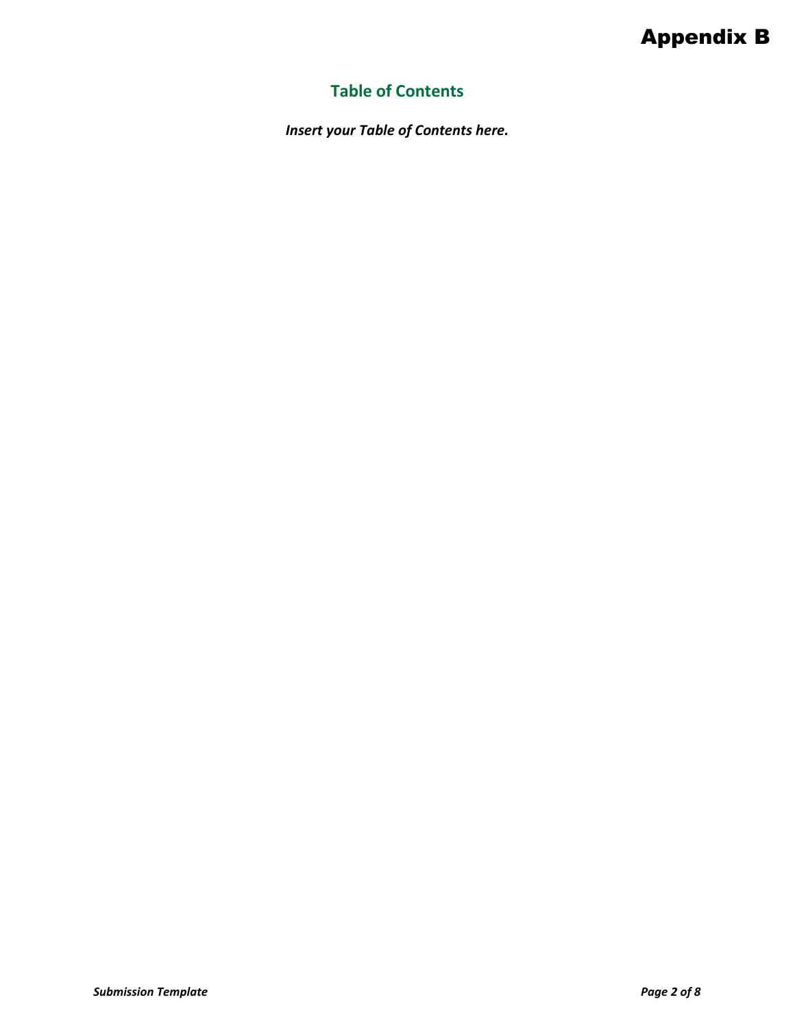## Table of Contents

***Insert your Table of Contents here.***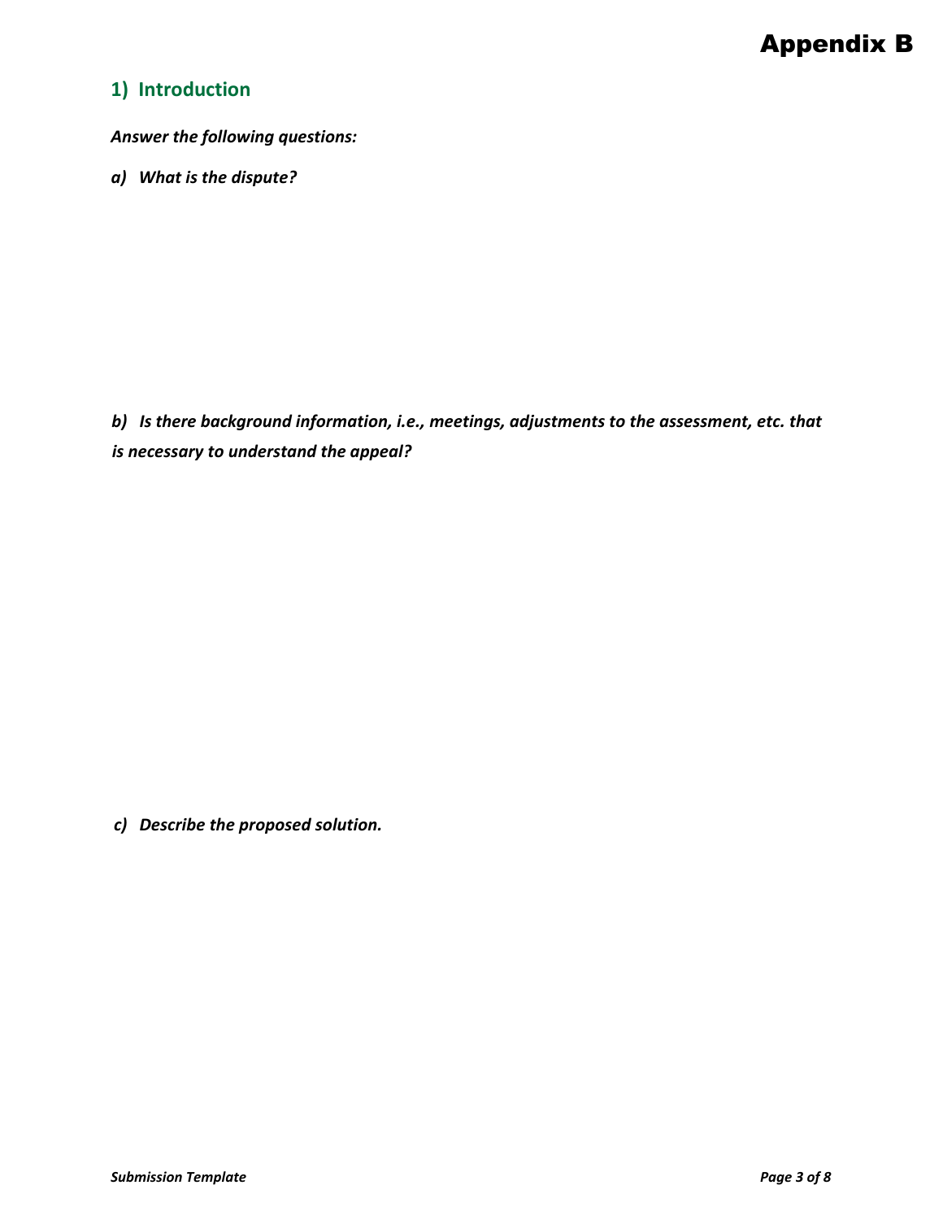# Appendix B

## 1) Introduction

***Answer the following questions:***

***a) What is the dispute?***

***b) Is there background information, i.e., meetings, adjustments to the assessment, etc. that is necessary to understand the appeal?***

***c) Describe the proposed solution.***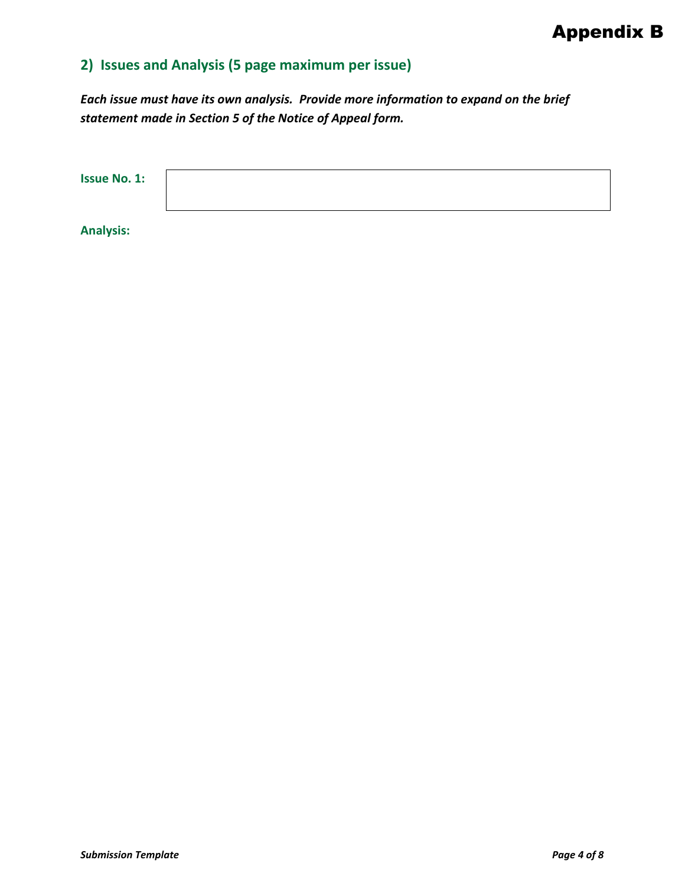# Appendix B

## 2) Issues and Analysis (5 page maximum per issue)

***Each issue must have its own analysis. Provide more information to expand on the brief statement made in Section 5 of the Notice of Appeal form.***

**Issue No. 1:**

| |
|---|
| |

**Analysis:**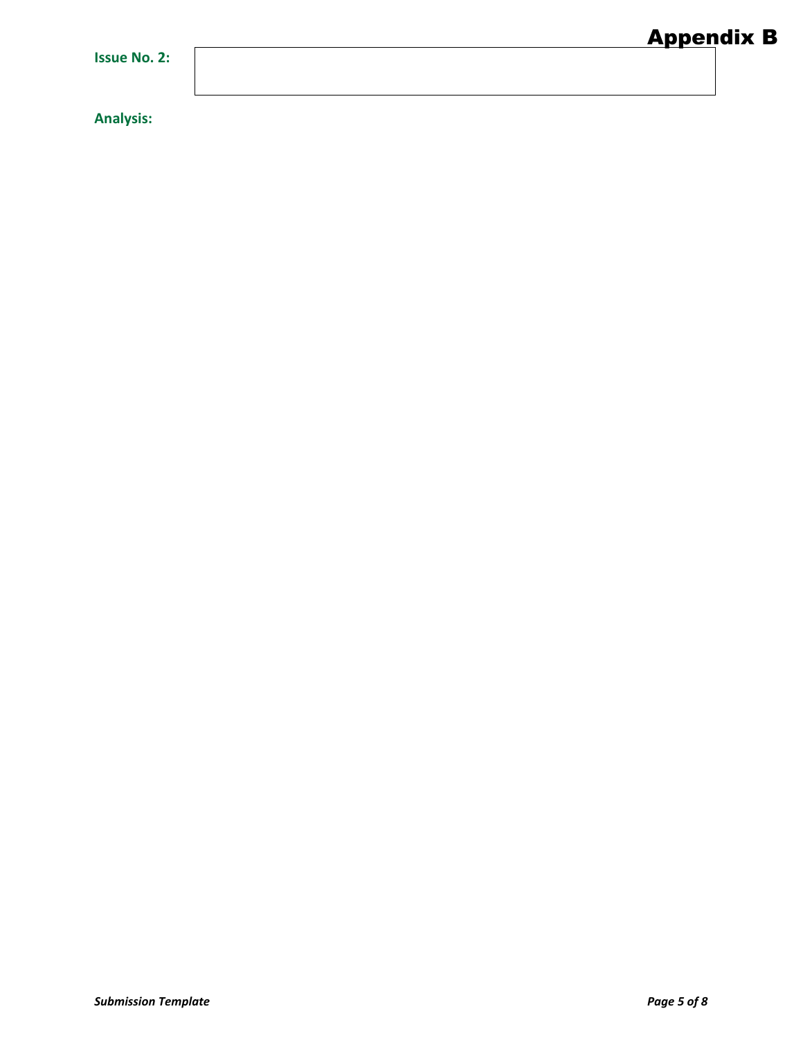**Issue No. 2:**

| |
|---|
| |

**Analysis:**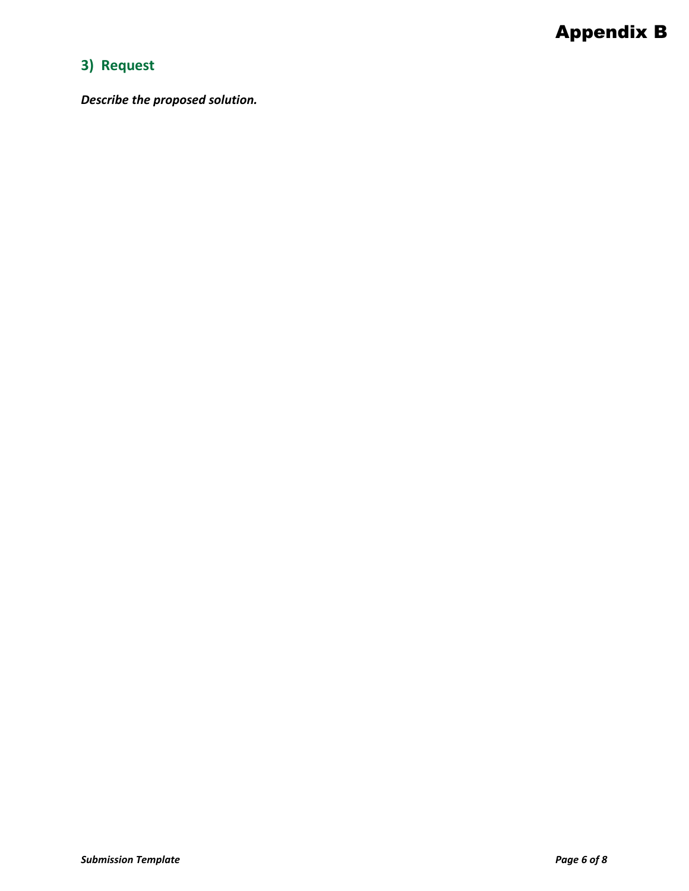## 3) Request

***Describe the proposed solution.***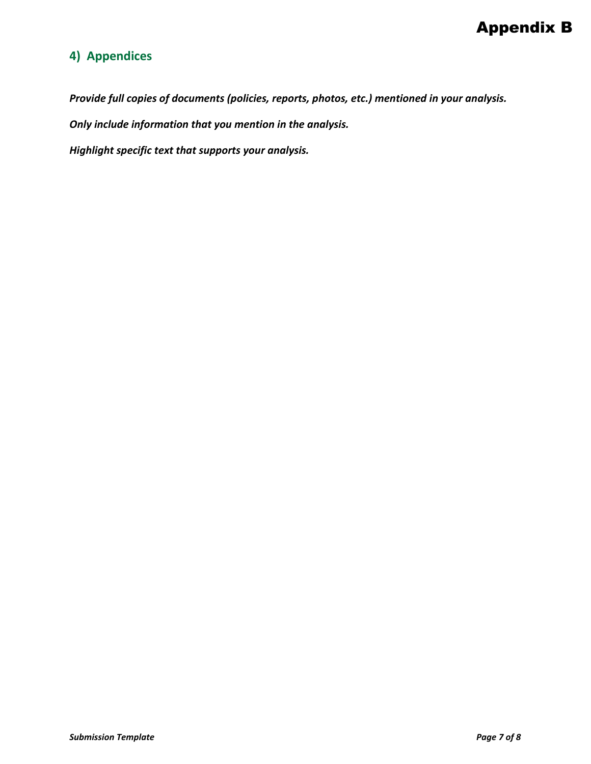# Appendix B

## 4) Appendices

***Provide full copies of documents (policies, reports, photos, etc.) mentioned in your analysis.***

***Only include information that you mention in the analysis.***

***Highlight specific text that supports your analysis.***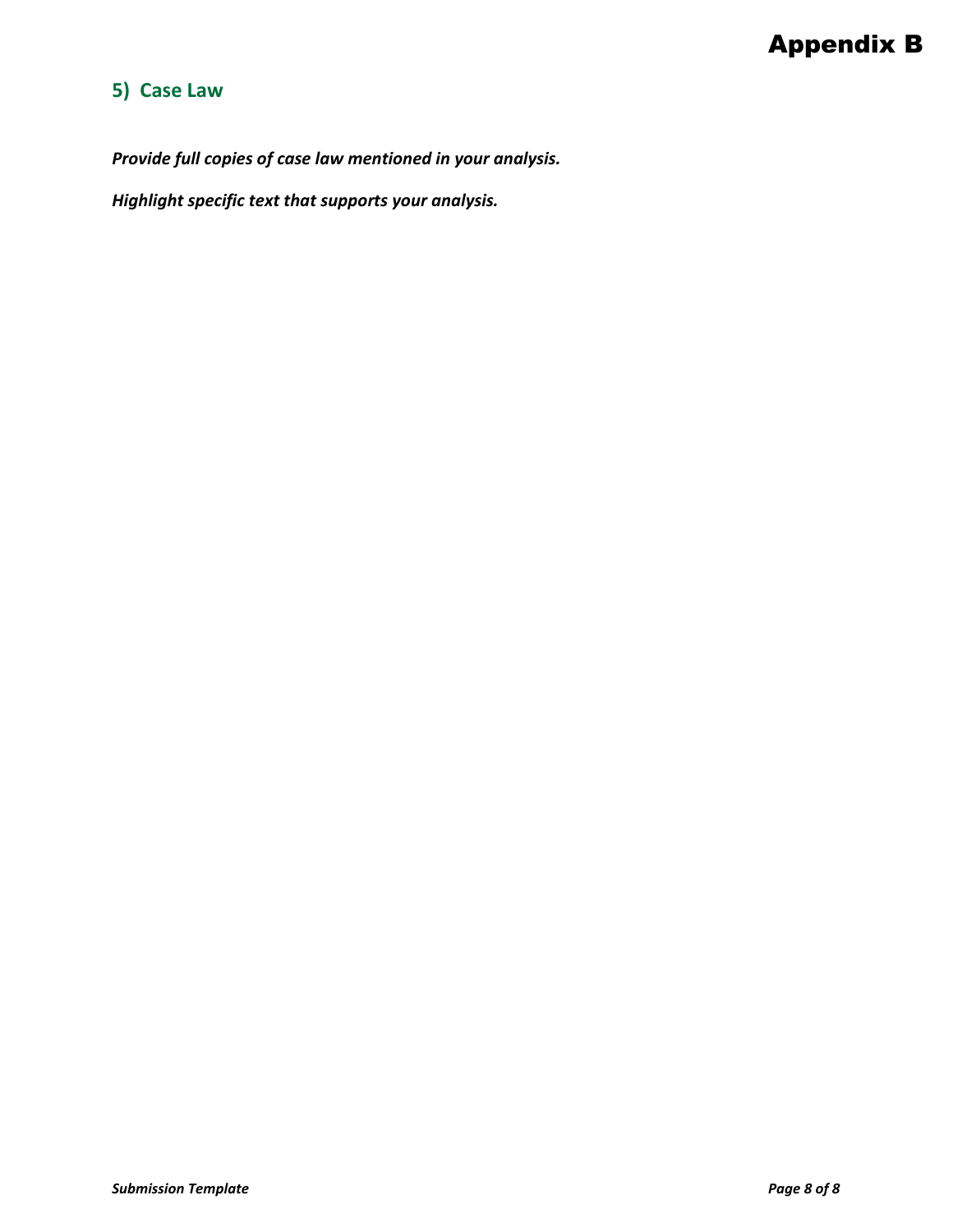## 5) Case Law

***Provide full copies of case law mentioned in your analysis.***

***Highlight specific text that supports your analysis.***